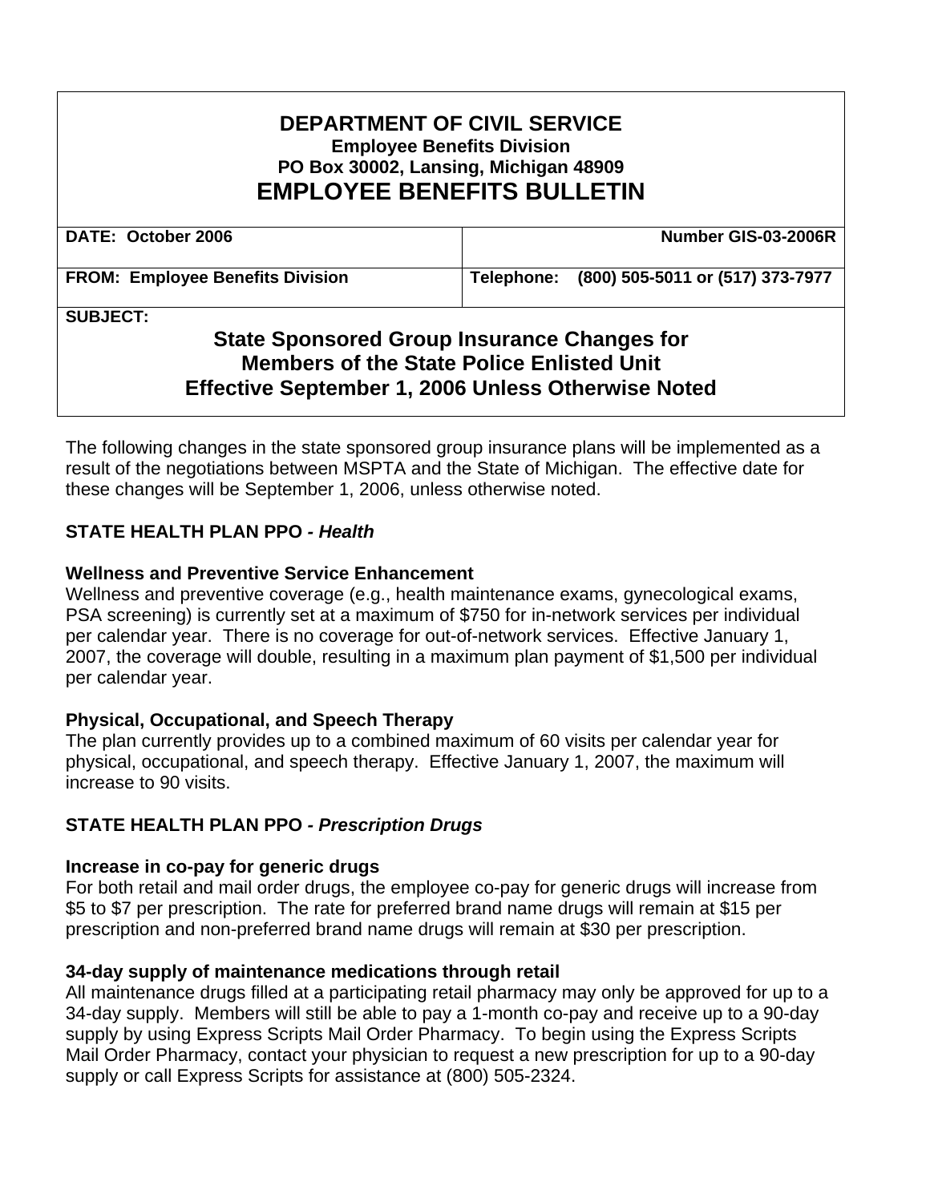# DEPARTMENT OF CIVIL SERVICE

**Employee Benefits Division**
**PO Box 30002, Lansing, Michigan 48909**

# EMPLOYEE BENEFITS BULLETIN

| DATE: October 2006 | Number GIS-03-2006R |
|---|---|
| FROM: Employee Benefits Division | Telephone: (800) 505-5011 or (517) 373-7977 |

**SUBJECT:**

## State Sponsored Group Insurance Changes for Members of the State Police Enlisted Unit Effective September 1, 2006 Unless Otherwise Noted

The following changes in the state sponsored group insurance plans will be implemented as a result of the negotiations between MSPTA and the State of Michigan. The effective date for these changes will be September 1, 2006, unless otherwise noted.

### STATE HEALTH PLAN PPO *- Health*

**Wellness and Preventive Service Enhancement**
Wellness and preventive coverage (e.g., health maintenance exams, gynecological exams, PSA screening) is currently set at a maximum of $750 for in-network services per individual per calendar year. There is no coverage for out-of-network services. Effective January 1, 2007, the coverage will double, resulting in a maximum plan payment of $1,500 per individual per calendar year.

**Physical, Occupational, and Speech Therapy**
The plan currently provides up to a combined maximum of 60 visits per calendar year for physical, occupational, and speech therapy. Effective January 1, 2007, the maximum will increase to 90 visits.

### STATE HEALTH PLAN PPO *- Prescription Drugs*

**Increase in co-pay for generic drugs**
For both retail and mail order drugs, the employee co-pay for generic drugs will increase from $5 to $7 per prescription. The rate for preferred brand name drugs will remain at $15 per prescription and non-preferred brand name drugs will remain at $30 per prescription.

**34-day supply of maintenance medications through retail**
All maintenance drugs filled at a participating retail pharmacy may only be approved for up to a 34-day supply. Members will still be able to pay a 1-month co-pay and receive up to a 90-day supply by using Express Scripts Mail Order Pharmacy. To begin using the Express Scripts Mail Order Pharmacy, contact your physician to request a new prescription for up to a 90-day supply or call Express Scripts for assistance at (800) 505-2324.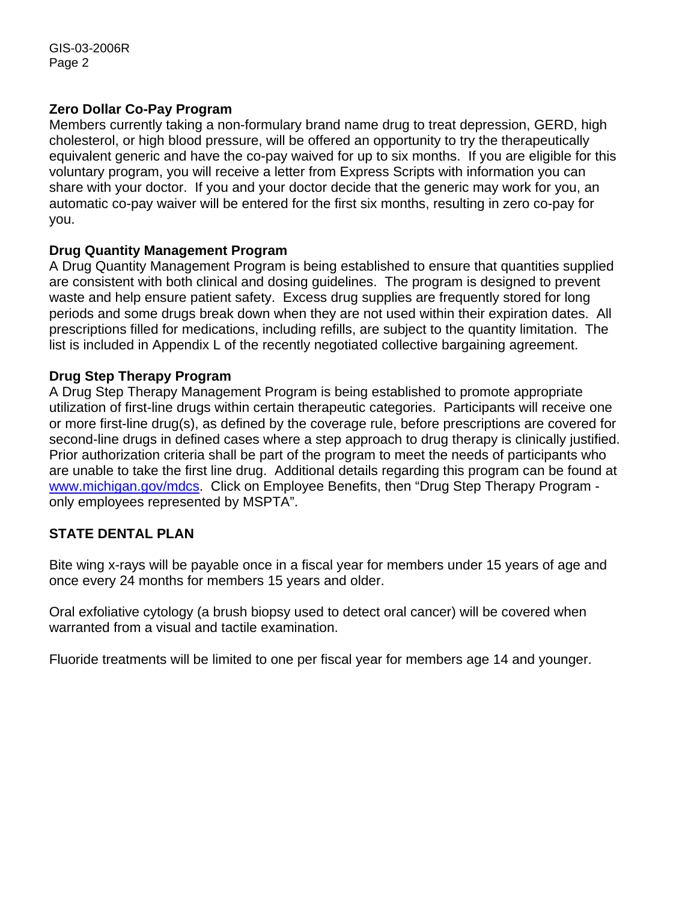**Zero Dollar Co-Pay Program**
Members currently taking a non-formulary brand name drug to treat depression, GERD, high cholesterol, or high blood pressure, will be offered an opportunity to try the therapeutically equivalent generic and have the co-pay waived for up to six months. If you are eligible for this voluntary program, you will receive a letter from Express Scripts with information you can share with your doctor. If you and your doctor decide that the generic may work for you, an automatic co-pay waiver will be entered for the first six months, resulting in zero co-pay for you.

**Drug Quantity Management Program**
A Drug Quantity Management Program is being established to ensure that quantities supplied are consistent with both clinical and dosing guidelines. The program is designed to prevent waste and help ensure patient safety. Excess drug supplies are frequently stored for long periods and some drugs break down when they are not used within their expiration dates. All prescriptions filled for medications, including refills, are subject to the quantity limitation. The list is included in Appendix L of the recently negotiated collective bargaining agreement.

**Drug Step Therapy Program**
A Drug Step Therapy Management Program is being established to promote appropriate utilization of first-line drugs within certain therapeutic categories. Participants will receive one or more first-line drug(s), as defined by the coverage rule, before prescriptions are covered for second-line drugs in defined cases where a step approach to drug therapy is clinically justified. Prior authorization criteria shall be part of the program to meet the needs of participants who are unable to take the first line drug. Additional details regarding this program can be found at www.michigan.gov/mdcs. Click on Employee Benefits, then "Drug Step Therapy Program - only employees represented by MSPTA".

**STATE DENTAL PLAN**

Bite wing x-rays will be payable once in a fiscal year for members under 15 years of age and once every 24 months for members 15 years and older.

Oral exfoliative cytology (a brush biopsy used to detect oral cancer) will be covered when warranted from a visual and tactile examination.

Fluoride treatments will be limited to one per fiscal year for members age 14 and younger.